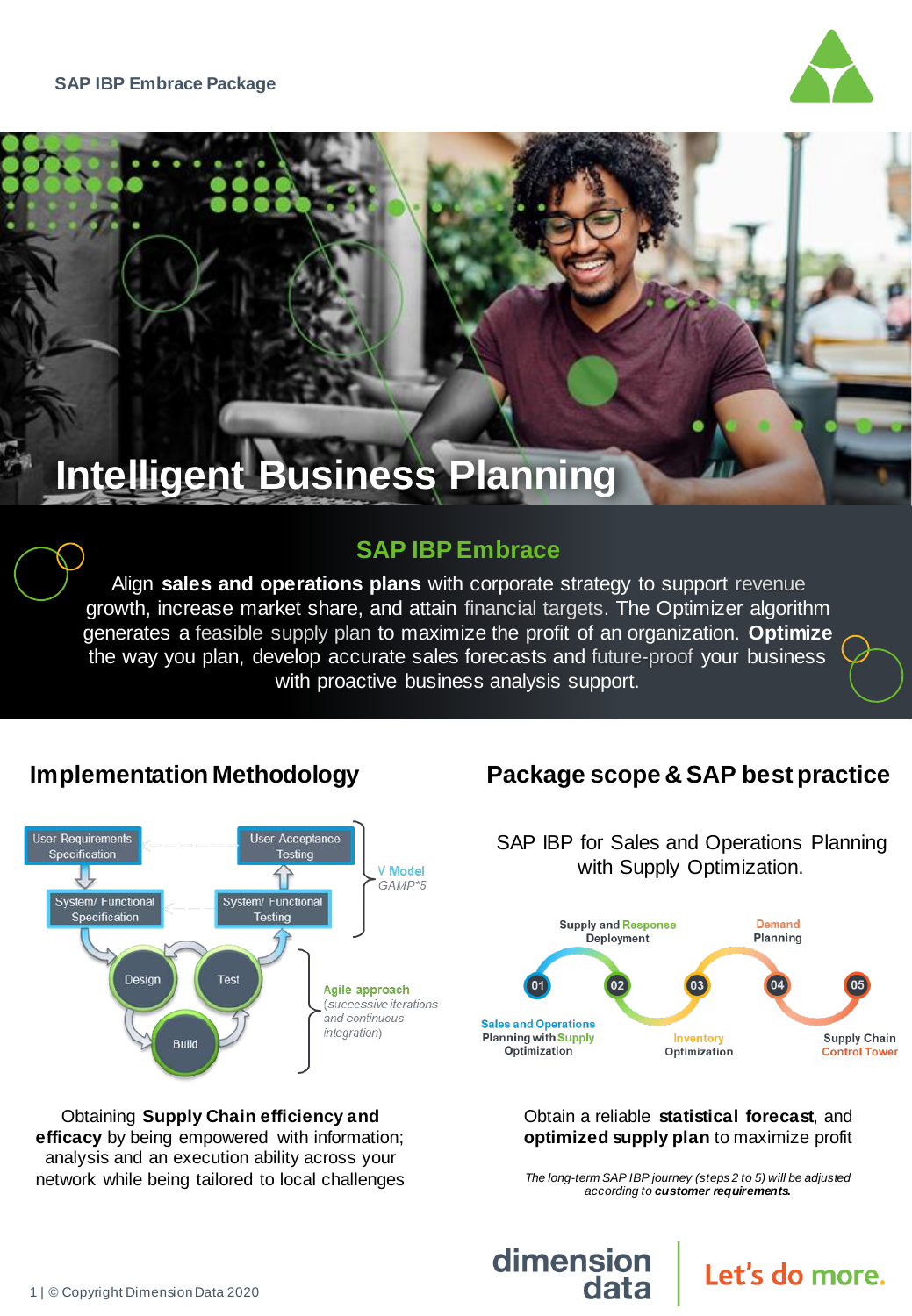SAP IBP Embrace Package

# Intelligent Business Planning

## SAP IBP Embrace

Align **sales and operations plans** with corporate strategy to support revenue growth, increase market share, and attain financial targets. The Optimizer algorithm generates a feasible supply plan to maximize the profit of an organization. **Optimize** the way you plan, develop accurate sales forecasts and future-proof your business with proactive business analysis support.

## Implementation Methodology

User Requirements Specification → System/ Functional Specification → Design → Build → Test → System/ Functional Testing → User Acceptance Testing

V Model
*GAMP*5*

Agile approach
*(successive iterations and continuous integration)*

Obtaining **Supply Chain efficiency and efficacy** by being empowered with information; analysis and an execution ability across your network while being tailored to local challenges

## Package scope & SAP best practice

SAP IBP for Sales and Operations Planning with Supply Optimization.

01 Sales and Operations Planning with Supply Optimization
02 Supply and Response Deployment
03 Inventory Optimization
04 Demand Planning
05 Supply Chain Control Tower

Obtain a reliable **statistical forecast**, and **optimized supply plan** to maximize profit

*The long-term SAP IBP journey (steps 2 to 5) will be adjusted according to* ***customer requirements.***

dimension data | Let's do more.

1 | © Copyright Dimension Data 2020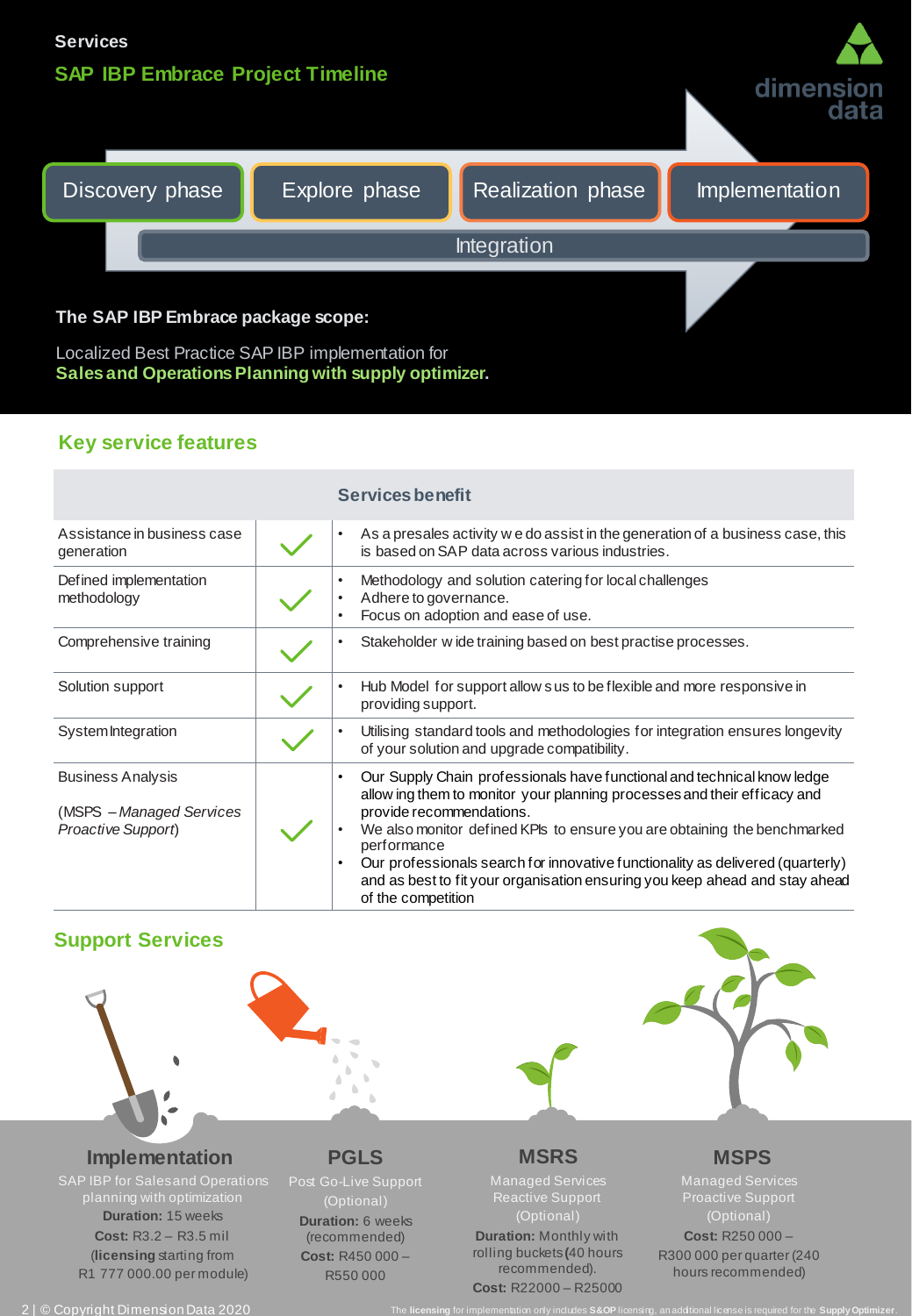Services

## SAP IBP Embrace Project Timeline

Discovery phase → Explore phase → Realization phase → Implementation

Integration

**The SAP IBP Embrace package scope:**

Localized Best Practice SAP IBP implementation for
**Sales and Operations Planning with supply optimizer.**

## Key service features

| | | Services benefit |
|---|---|---|
| Assistance in business case generation | ✓ | • As a presales activity we do assist in the generation of a business case, this is based on SAP data across various industries. |
| Defined implementation methodology | ✓ | • Methodology and solution catering for local challenges<br>• Adhere to governance.<br>• Focus on adoption and ease of use. |
| Comprehensive training | ✓ | • Stakeholder wide training based on best practise processes. |
| Solution support | ✓ | • Hub Model for support allows us to be flexible and more responsive in providing support. |
| System Integration | ✓ | • Utilising standard tools and methodologies for integration ensures longevity of your solution and upgrade compatibility. |
| Business Analysis<br><br>(MSPS – *Managed Services Proactive Support*) | ✓ | • Our Supply Chain professionals have functional and technical knowledge allowing them to monitor your planning processes and their efficacy and provide recommendations.<br>• We also monitor defined KPIs to ensure you are obtaining the benchmarked performance<br>• Our professionals search for innovative functionality as delivered (quarterly) and as best to fit your organisation ensuring you keep ahead and stay ahead of the competition |

## Support Services

### Implementation
SAP IBP for Sales and Operations planning with optimization
**Duration:** 15 weeks
**Cost:** R3.2 – R3.5 mil
(**licensing** starting from R1 777 000.00 per module)

### PGLS
Post Go-Live Support
(Optional)
**Duration:** 6 weeks (recommended)
**Cost:** R450 000 – R550 000

### MSRS
Managed Services Reactive Support
(Optional)
**Duration:** Monthly with rolling buckets (40 hours recommended).
**Cost:** R22000 – R25000

### MSPS
Managed Services Proactive Support
(Optional)
**Cost:** R250 000 – R300 000 per quarter (240 hours recommended)

© Copyright Dimension Data 2020

The **licensing** for implementation only includes **S&OP** licensing, an additional license is required for the **Supply Optimizer**.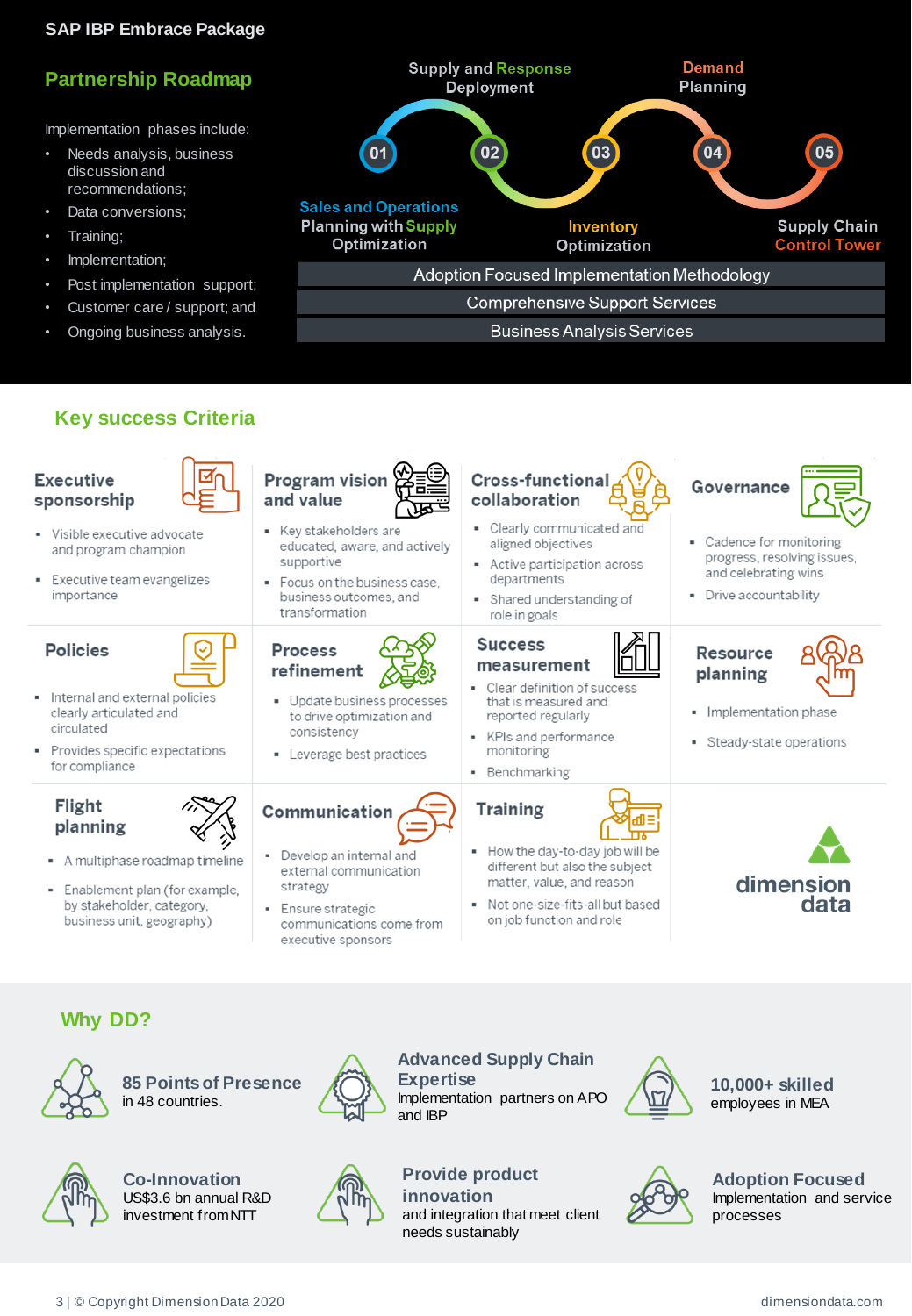SAP IBP Embrace Package

## Partnership Roadmap

Implementation phases include:

- Needs analysis, business discussion and recommendations;
- Data conversions;
- Training;
- Implementation;
- Post implementation support;
- Customer care / support; and
- Ongoing business analysis.

01 Sales and Operations Planning with Supply Optimization

02 Supply and Response Deployment

03 Inventory Optimization

04 Demand Planning

05 Supply Chain Control Tower

Adoption Focused Implementation Methodology

Comprehensive Support Services

Business Analysis Services

## Key success Criteria

### Executive sponsorship

- Visible executive advocate and program champion
- Executive team evangelizes importance

### Program vision and value

- Key stakeholders are educated, aware, and actively supportive
- Focus on the business case, business outcomes, and transformation

### Cross-functional collaboration

- Clearly communicated and aligned objectives
- Active participation across departments
- Shared understanding of role in goals

### Governance

- Cadence for monitoring progress, resolving issues, and celebrating wins
- Drive accountability

### Policies

- Internal and external policies clearly articulated and circulated
- Provides specific expectations for compliance

### Process refinement

- Update business processes to drive optimization and consistency
- Leverage best practices

### Success measurement

- Clear definition of success that is measured and reported regularly
- KPIs and performance monitoring
- Benchmarking

### Resource planning

- Implementation phase
- Steady-state operations

### Flight planning

- A multiphase roadmap timeline
- Enablement plan (for example, by stakeholder, category, business unit, geography)

### Communication

- Develop an internal and external communication strategy
- Ensure strategic communications come from executive sponsors

### Training

- How the day-to-day job will be different but also the subject matter, value, and reason
- Not one-size-fits-all but based on job function and role

dimension data

## Why DD?

**85 Points of Presence** in 48 countries.

**Advanced Supply Chain Expertise** Implementation partners on APO and IBP

**10,000+ skilled** employees in MEA

**Co-Innovation** US$3.6 bn annual R&D investment from NTT

**Provide product innovation** and integration that meet client needs sustainably

**Adoption Focused** Implementation and service processes

© Copyright Dimension Data 2020

dimensiondata.com